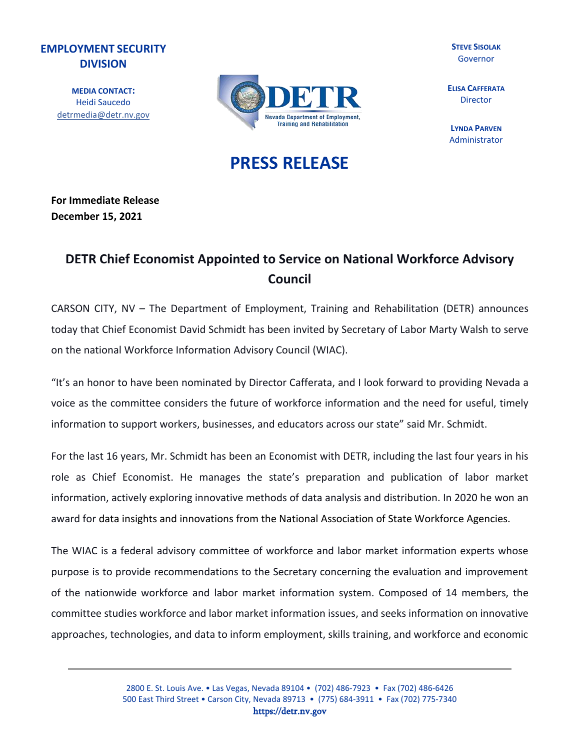**EMPLOYMENT SECURITY DIVISION**

**MEDIA CONTACT:**
Heidi Saucedo
detrmedia@detr.nv.gov

DETR
Nevada Department of Employment, Training and Rehabilitation

**STEVE SISOLAK**
Governor

**ELISA CAFFERATA**
Director

**LYNDA PARVEN**
Administrator

# PRESS RELEASE

**For Immediate Release**
**December 15, 2021**

## DETR Chief Economist Appointed to Service on National Workforce Advisory Council

CARSON CITY, NV – The Department of Employment, Training and Rehabilitation (DETR) announces today that Chief Economist David Schmidt has been invited by Secretary of Labor Marty Walsh to serve on the national Workforce Information Advisory Council (WIAC).

"It's an honor to have been nominated by Director Cafferata, and I look forward to providing Nevada a voice as the committee considers the future of workforce information and the need for useful, timely information to support workers, businesses, and educators across our state" said Mr. Schmidt.

For the last 16 years, Mr. Schmidt has been an Economist with DETR, including the last four years in his role as Chief Economist. He manages the state's preparation and publication of labor market information, actively exploring innovative methods of data analysis and distribution. In 2020 he won an award for data insights and innovations from the National Association of State Workforce Agencies.

The WIAC is a federal advisory committee of workforce and labor market information experts whose purpose is to provide recommendations to the Secretary concerning the evaluation and improvement of the nationwide workforce and labor market information system. Composed of 14 members, the committee studies workforce and labor market information issues, and seeks information on innovative approaches, technologies, and data to inform employment, skills training, and workforce and economic

2800 E. St. Louis Ave. • Las Vegas, Nevada 89104 • (702) 486-7923 • Fax (702) 486-6426
500 East Third Street • Carson City, Nevada 89713 • (775) 684-3911 • Fax (702) 775-7340
https://detr.nv.gov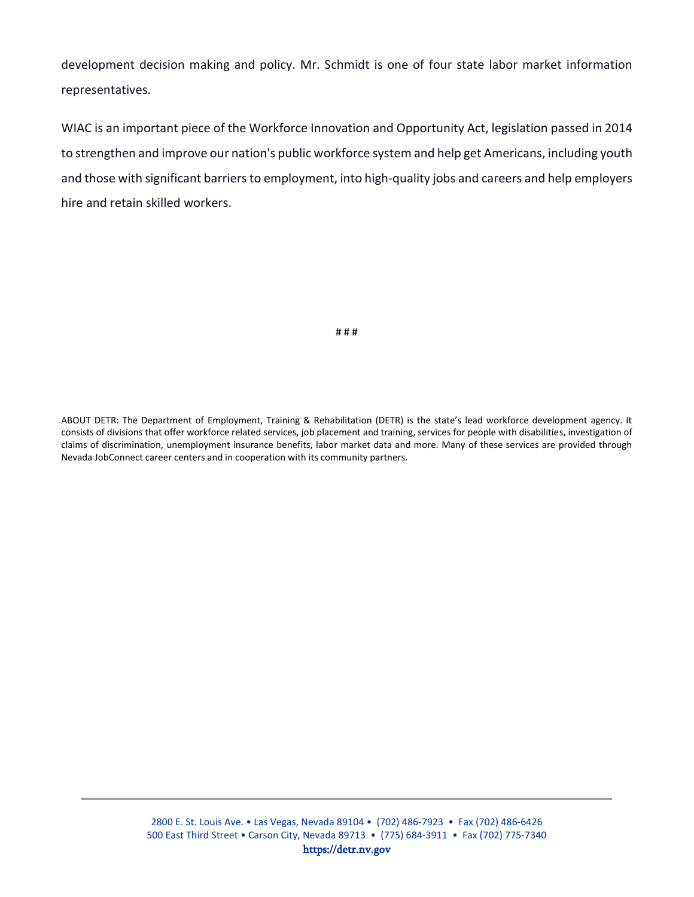development decision making and policy. Mr. Schmidt is one of four state labor market information representatives.

WIAC is an important piece of the Workforce Innovation and Opportunity Act, legislation passed in 2014 to strengthen and improve our nation's public workforce system and help get Americans, including youth and those with significant barriers to employment, into high-quality jobs and careers and help employers hire and retain skilled workers.

# # #

ABOUT DETR: The Department of Employment, Training & Rehabilitation (DETR) is the state's lead workforce development agency. It consists of divisions that offer workforce related services, job placement and training, services for people with disabilities, investigation of claims of discrimination, unemployment insurance benefits, labor market data and more. Many of these services are provided through Nevada JobConnect career centers and in cooperation with its community partners.

2800 E. St. Louis Ave. • Las Vegas, Nevada 89104 • (702) 486-7923 • Fax (702) 486-6426
500 East Third Street • Carson City, Nevada 89713 • (775) 684-3911 • Fax (702) 775-7340
https://detr.nv.gov